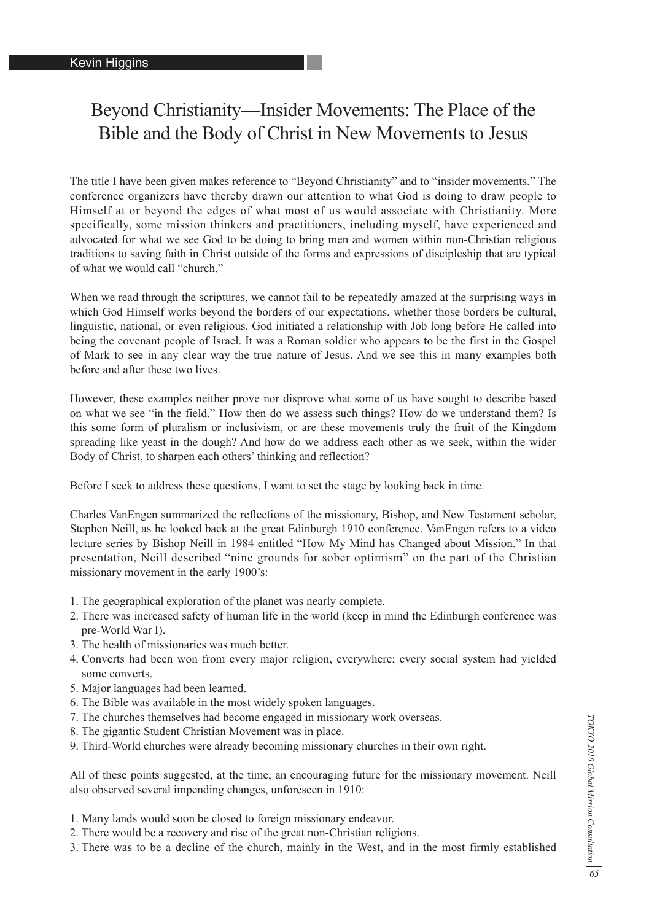Kevin Higgins

# Beyond Christianity—Insider Movements: The Place of the Bible and the Body of Christ in New Movements to Jesus

The title I have been given makes reference to "Beyond Christianity" and to "insider movements." The conference organizers have thereby drawn our attention to what God is doing to draw people to Himself at or beyond the edges of what most of us would associate with Christianity. More specifically, some mission thinkers and practitioners, including myself, have experienced and advocated for what we see God to be doing to bring men and women within non-Christian religious traditions to saving faith in Christ outside of the forms and expressions of discipleship that are typical of what we would call "church."

When we read through the scriptures, we cannot fail to be repeatedly amazed at the surprising ways in which God Himself works beyond the borders of our expectations, whether those borders be cultural, linguistic, national, or even religious. God initiated a relationship with Job long before He called into being the covenant people of Israel. It was a Roman soldier who appears to be the first in the Gospel of Mark to see in any clear way the true nature of Jesus. And we see this in many examples both before and after these two lives.

However, these examples neither prove nor disprove what some of us have sought to describe based on what we see "in the field." How then do we assess such things? How do we understand them? Is this some form of pluralism or inclusivism, or are these movements truly the fruit of the Kingdom spreading like yeast in the dough? And how do we address each other as we seek, within the wider Body of Christ, to sharpen each others' thinking and reflection?

Before I seek to address these questions, I want to set the stage by looking back in time.

Charles VanEngen summarized the reflections of the missionary, Bishop, and New Testament scholar, Stephen Neill, as he looked back at the great Edinburgh 1910 conference. VanEngen refers to a video lecture series by Bishop Neill in 1984 entitled "How My Mind has Changed about Mission." In that presentation, Neill described "nine grounds for sober optimism" on the part of the Christian missionary movement in the early 1900's:

1. The geographical exploration of the planet was nearly complete.
2. There was increased safety of human life in the world (keep in mind the Edinburgh conference was pre-World War I).
3. The health of missionaries was much better.
4. Converts had been won from every major religion, everywhere; every social system had yielded some converts.
5. Major languages had been learned.
6. The Bible was available in the most widely spoken languages.
7. The churches themselves had become engaged in missionary work overseas.
8. The gigantic Student Christian Movement was in place.
9. Third-World churches were already becoming missionary churches in their own right.

All of these points suggested, at the time, an encouraging future for the missionary movement. Neill also observed several impending changes, unforeseen in 1910:

1. Many lands would soon be closed to foreign missionary endeavor.
2. There would be a recovery and rise of the great non-Christian religions.
3. There was to be a decline of the church, mainly in the West, and in the most firmly established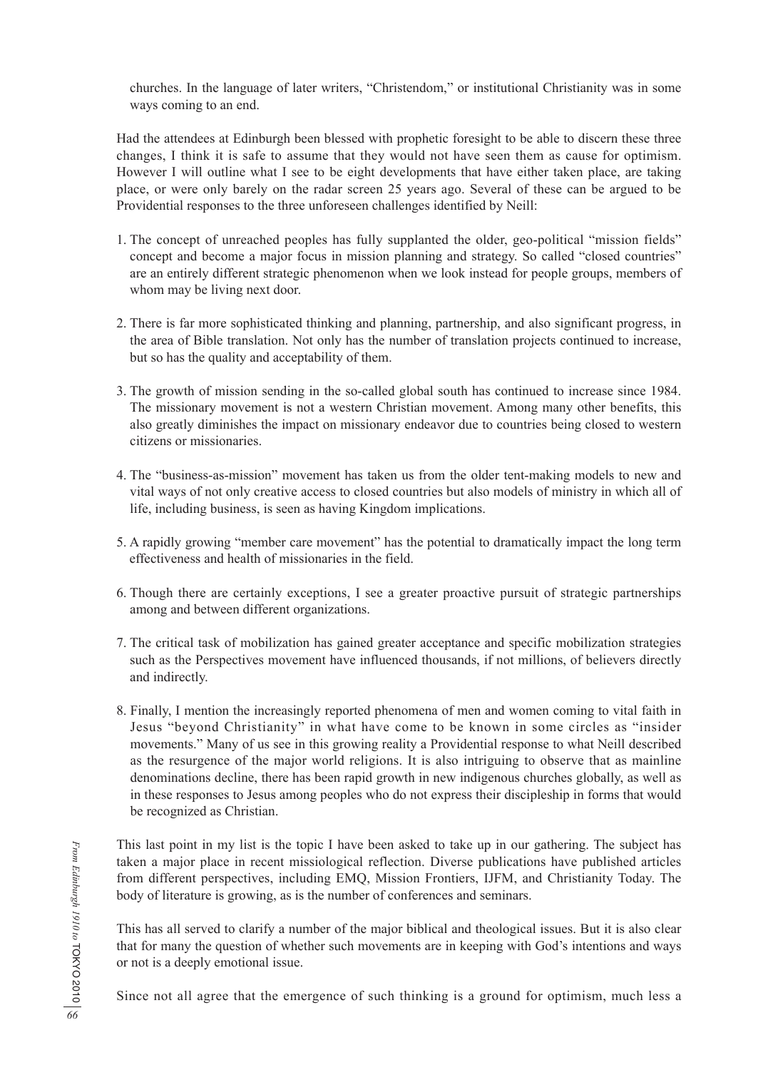churches. In the language of later writers, "Christendom," or institutional Christianity was in some ways coming to an end.

Had the attendees at Edinburgh been blessed with prophetic foresight to be able to discern these three changes, I think it is safe to assume that they would not have seen them as cause for optimism. However I will outline what I see to be eight developments that have either taken place, are taking place, or were only barely on the radar screen 25 years ago. Several of these can be argued to be Providential responses to the three unforeseen challenges identified by Neill:

1. The concept of unreached peoples has fully supplanted the older, geo-political "mission fields" concept and become a major focus in mission planning and strategy. So called "closed countries" are an entirely different strategic phenomenon when we look instead for people groups, members of whom may be living next door.

2. There is far more sophisticated thinking and planning, partnership, and also significant progress, in the area of Bible translation. Not only has the number of translation projects continued to increase, but so has the quality and acceptability of them.

3. The growth of mission sending in the so-called global south has continued to increase since 1984. The missionary movement is not a western Christian movement. Among many other benefits, this also greatly diminishes the impact on missionary endeavor due to countries being closed to western citizens or missionaries.

4. The "business-as-mission" movement has taken us from the older tent-making models to new and vital ways of not only creative access to closed countries but also models of ministry in which all of life, including business, is seen as having Kingdom implications.

5. A rapidly growing "member care movement" has the potential to dramatically impact the long term effectiveness and health of missionaries in the field.

6. Though there are certainly exceptions, I see a greater proactive pursuit of strategic partnerships among and between different organizations.

7. The critical task of mobilization has gained greater acceptance and specific mobilization strategies such as the Perspectives movement have influenced thousands, if not millions, of believers directly and indirectly.

8. Finally, I mention the increasingly reported phenomena of men and women coming to vital faith in Jesus "beyond Christianity" in what have come to be known in some circles as "insider movements." Many of us see in this growing reality a Providential response to what Neill described as the resurgence of the major world religions. It is also intriguing to observe that as mainline denominations decline, there has been rapid growth in new indigenous churches globally, as well as in these responses to Jesus among peoples who do not express their discipleship in forms that would be recognized as Christian.

This last point in my list is the topic I have been asked to take up in our gathering. The subject has taken a major place in recent missiological reflection. Diverse publications have published articles from different perspectives, including EMQ, Mission Frontiers, IJFM, and Christianity Today. The body of literature is growing, as is the number of conferences and seminars.

This has all served to clarify a number of the major biblical and theological issues. But it is also clear that for many the question of whether such movements are in keeping with God's intentions and ways or not is a deeply emotional issue.

Since not all agree that the emergence of such thinking is a ground for optimism, much less a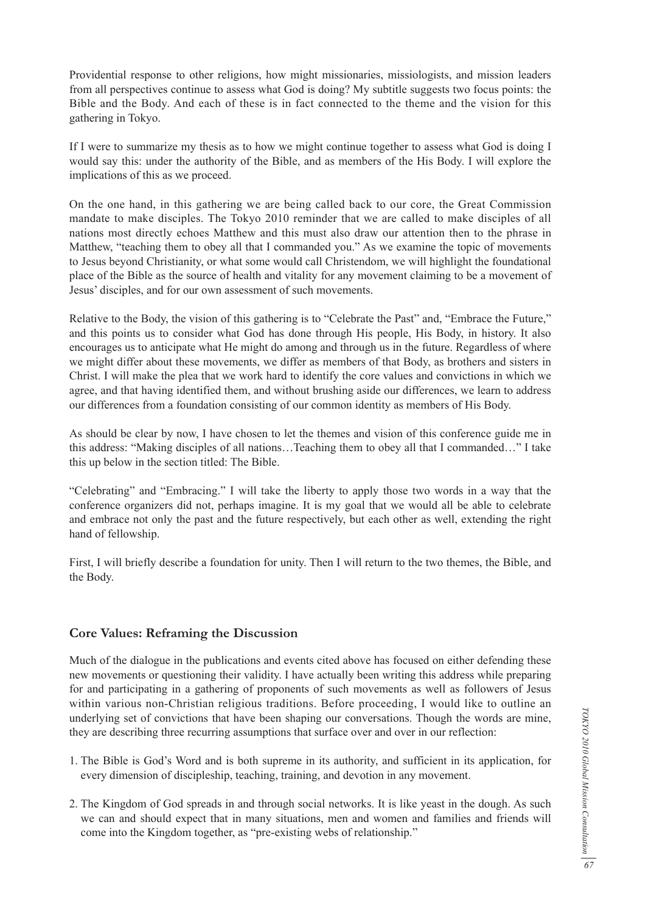Providential response to other religions, how might missionaries, missiologists, and mission leaders from all perspectives continue to assess what God is doing? My subtitle suggests two focus points: the Bible and the Body. And each of these is in fact connected to the theme and the vision for this gathering in Tokyo.

If I were to summarize my thesis as to how we might continue together to assess what God is doing I would say this: under the authority of the Bible, and as members of the His Body. I will explore the implications of this as we proceed.

On the one hand, in this gathering we are being called back to our core, the Great Commission mandate to make disciples. The Tokyo 2010 reminder that we are called to make disciples of all nations most directly echoes Matthew and this must also draw our attention then to the phrase in Matthew, "teaching them to obey all that I commanded you." As we examine the topic of movements to Jesus beyond Christianity, or what some would call Christendom, we will highlight the foundational place of the Bible as the source of health and vitality for any movement claiming to be a movement of Jesus' disciples, and for our own assessment of such movements.

Relative to the Body, the vision of this gathering is to "Celebrate the Past" and, "Embrace the Future," and this points us to consider what God has done through His people, His Body, in history. It also encourages us to anticipate what He might do among and through us in the future. Regardless of where we might differ about these movements, we differ as members of that Body, as brothers and sisters in Christ. I will make the plea that we work hard to identify the core values and convictions in which we agree, and that having identified them, and without brushing aside our differences, we learn to address our differences from a foundation consisting of our common identity as members of His Body.

As should be clear by now, I have chosen to let the themes and vision of this conference guide me in this address: "Making disciples of all nations…Teaching them to obey all that I commanded…" I take this up below in the section titled: The Bible.

"Celebrating" and "Embracing." I will take the liberty to apply those two words in a way that the conference organizers did not, perhaps imagine. It is my goal that we would all be able to celebrate and embrace not only the past and the future respectively, but each other as well, extending the right hand of fellowship.

First, I will briefly describe a foundation for unity. Then I will return to the two themes, the Bible, and the Body.

## Core Values: Reframing the Discussion

Much of the dialogue in the publications and events cited above has focused on either defending these new movements or questioning their validity. I have actually been writing this address while preparing for and participating in a gathering of proponents of such movements as well as followers of Jesus within various non-Christian religious traditions. Before proceeding, I would like to outline an underlying set of convictions that have been shaping our conversations. Though the words are mine, they are describing three recurring assumptions that surface over and over in our reflection:

1. The Bible is God's Word and is both supreme in its authority, and sufficient in its application, for every dimension of discipleship, teaching, training, and devotion in any movement.
2. The Kingdom of God spreads in and through social networks. It is like yeast in the dough. As such we can and should expect that in many situations, men and women and families and friends will come into the Kingdom together, as "pre-existing webs of relationship."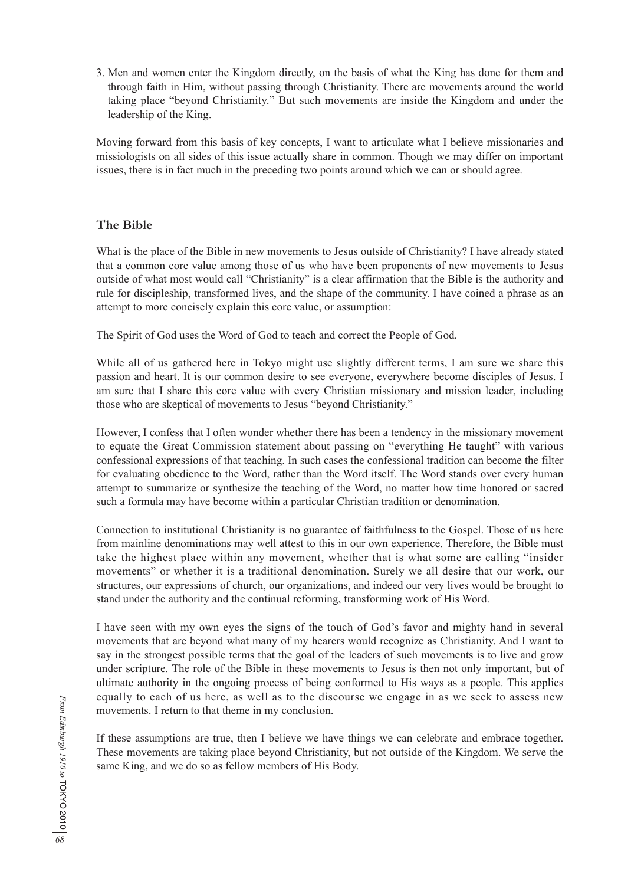3. Men and women enter the Kingdom directly, on the basis of what the King has done for them and through faith in Him, without passing through Christianity. There are movements around the world taking place "beyond Christianity." But such movements are inside the Kingdom and under the leadership of the King.

Moving forward from this basis of key concepts, I want to articulate what I believe missionaries and missiologists on all sides of this issue actually share in common. Though we may differ on important issues, there is in fact much in the preceding two points around which we can or should agree.

## The Bible

What is the place of the Bible in new movements to Jesus outside of Christianity? I have already stated that a common core value among those of us who have been proponents of new movements to Jesus outside of what most would call "Christianity" is a clear affirmation that the Bible is the authority and rule for discipleship, transformed lives, and the shape of the community. I have coined a phrase as an attempt to more concisely explain this core value, or assumption:

The Spirit of God uses the Word of God to teach and correct the People of God.

While all of us gathered here in Tokyo might use slightly different terms, I am sure we share this passion and heart. It is our common desire to see everyone, everywhere become disciples of Jesus. I am sure that I share this core value with every Christian missionary and mission leader, including those who are skeptical of movements to Jesus "beyond Christianity."

However, I confess that I often wonder whether there has been a tendency in the missionary movement to equate the Great Commission statement about passing on "everything He taught" with various confessional expressions of that teaching. In such cases the confessional tradition can become the filter for evaluating obedience to the Word, rather than the Word itself. The Word stands over every human attempt to summarize or synthesize the teaching of the Word, no matter how time honored or sacred such a formula may have become within a particular Christian tradition or denomination.

Connection to institutional Christianity is no guarantee of faithfulness to the Gospel. Those of us here from mainline denominations may well attest to this in our own experience. Therefore, the Bible must take the highest place within any movement, whether that is what some are calling "insider movements" or whether it is a traditional denomination. Surely we all desire that our work, our structures, our expressions of church, our organizations, and indeed our very lives would be brought to stand under the authority and the continual reforming, transforming work of His Word.

I have seen with my own eyes the signs of the touch of God's favor and mighty hand in several movements that are beyond what many of my hearers would recognize as Christianity. And I want to say in the strongest possible terms that the goal of the leaders of such movements is to live and grow under scripture. The role of the Bible in these movements to Jesus is then not only important, but of ultimate authority in the ongoing process of being conformed to His ways as a people. This applies equally to each of us here, as well as to the discourse we engage in as we seek to assess new movements. I return to that theme in my conclusion.

If these assumptions are true, then I believe we have things we can celebrate and embrace together. These movements are taking place beyond Christianity, but not outside of the Kingdom. We serve the same King, and we do so as fellow members of His Body.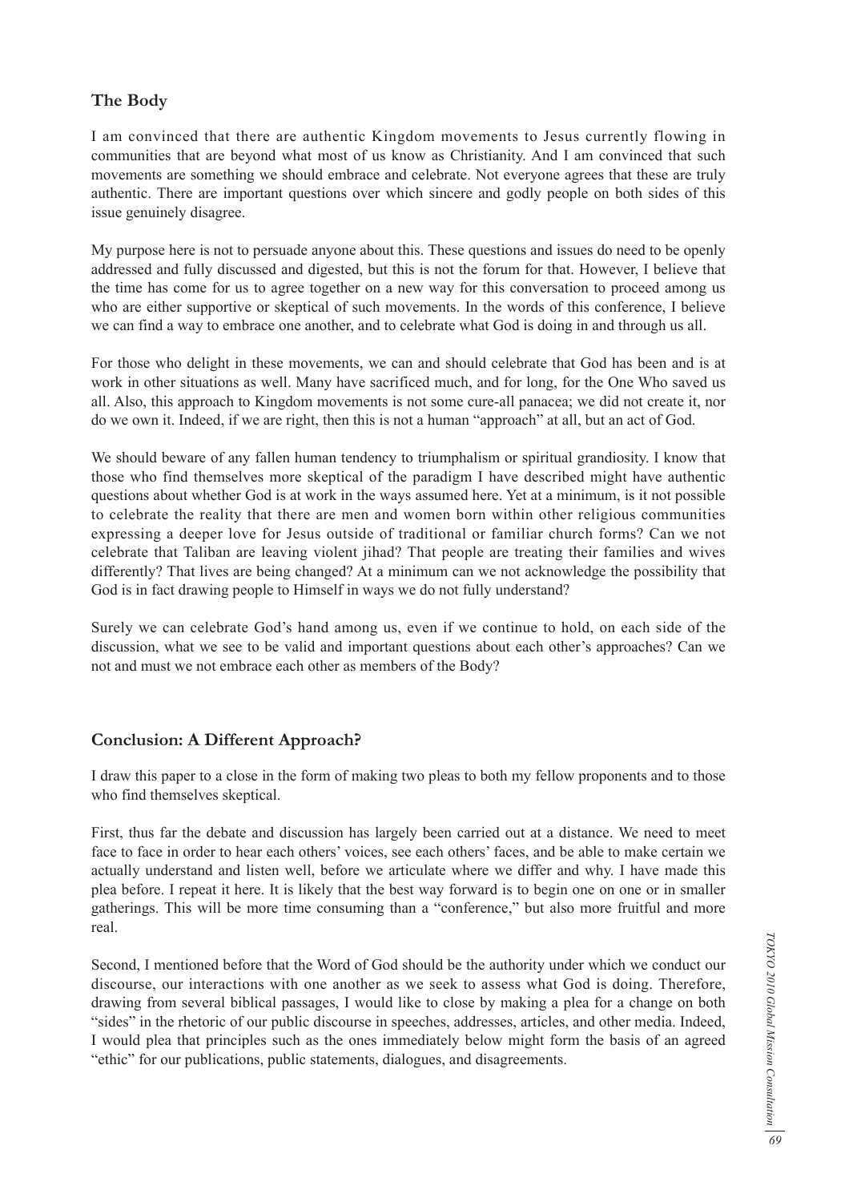## The Body

I am convinced that there are authentic Kingdom movements to Jesus currently flowing in communities that are beyond what most of us know as Christianity. And I am convinced that such movements are something we should embrace and celebrate. Not everyone agrees that these are truly authentic. There are important questions over which sincere and godly people on both sides of this issue genuinely disagree.

My purpose here is not to persuade anyone about this. These questions and issues do need to be openly addressed and fully discussed and digested, but this is not the forum for that. However, I believe that the time has come for us to agree together on a new way for this conversation to proceed among us who are either supportive or skeptical of such movements. In the words of this conference, I believe we can find a way to embrace one another, and to celebrate what God is doing in and through us all.

For those who delight in these movements, we can and should celebrate that God has been and is at work in other situations as well. Many have sacrificed much, and for long, for the One Who saved us all. Also, this approach to Kingdom movements is not some cure-all panacea; we did not create it, nor do we own it. Indeed, if we are right, then this is not a human "approach" at all, but an act of God.

We should beware of any fallen human tendency to triumphalism or spiritual grandiosity. I know that those who find themselves more skeptical of the paradigm I have described might have authentic questions about whether God is at work in the ways assumed here. Yet at a minimum, is it not possible to celebrate the reality that there are men and women born within other religious communities expressing a deeper love for Jesus outside of traditional or familiar church forms? Can we not celebrate that Taliban are leaving violent jihad? That people are treating their families and wives differently? That lives are being changed? At a minimum can we not acknowledge the possibility that God is in fact drawing people to Himself in ways we do not fully understand?

Surely we can celebrate God's hand among us, even if we continue to hold, on each side of the discussion, what we see to be valid and important questions about each other's approaches? Can we not and must we not embrace each other as members of the Body?

## Conclusion: A Different Approach?

I draw this paper to a close in the form of making two pleas to both my fellow proponents and to those who find themselves skeptical.

First, thus far the debate and discussion has largely been carried out at a distance. We need to meet face to face in order to hear each others' voices, see each others' faces, and be able to make certain we actually understand and listen well, before we articulate where we differ and why. I have made this plea before. I repeat it here. It is likely that the best way forward is to begin one on one or in smaller gatherings. This will be more time consuming than a "conference," but also more fruitful and more real.

Second, I mentioned before that the Word of God should be the authority under which we conduct our discourse, our interactions with one another as we seek to assess what God is doing. Therefore, drawing from several biblical passages, I would like to close by making a plea for a change on both "sides" in the rhetoric of our public discourse in speeches, addresses, articles, and other media. Indeed, I would plea that principles such as the ones immediately below might form the basis of an agreed "ethic" for our publications, public statements, dialogues, and disagreements.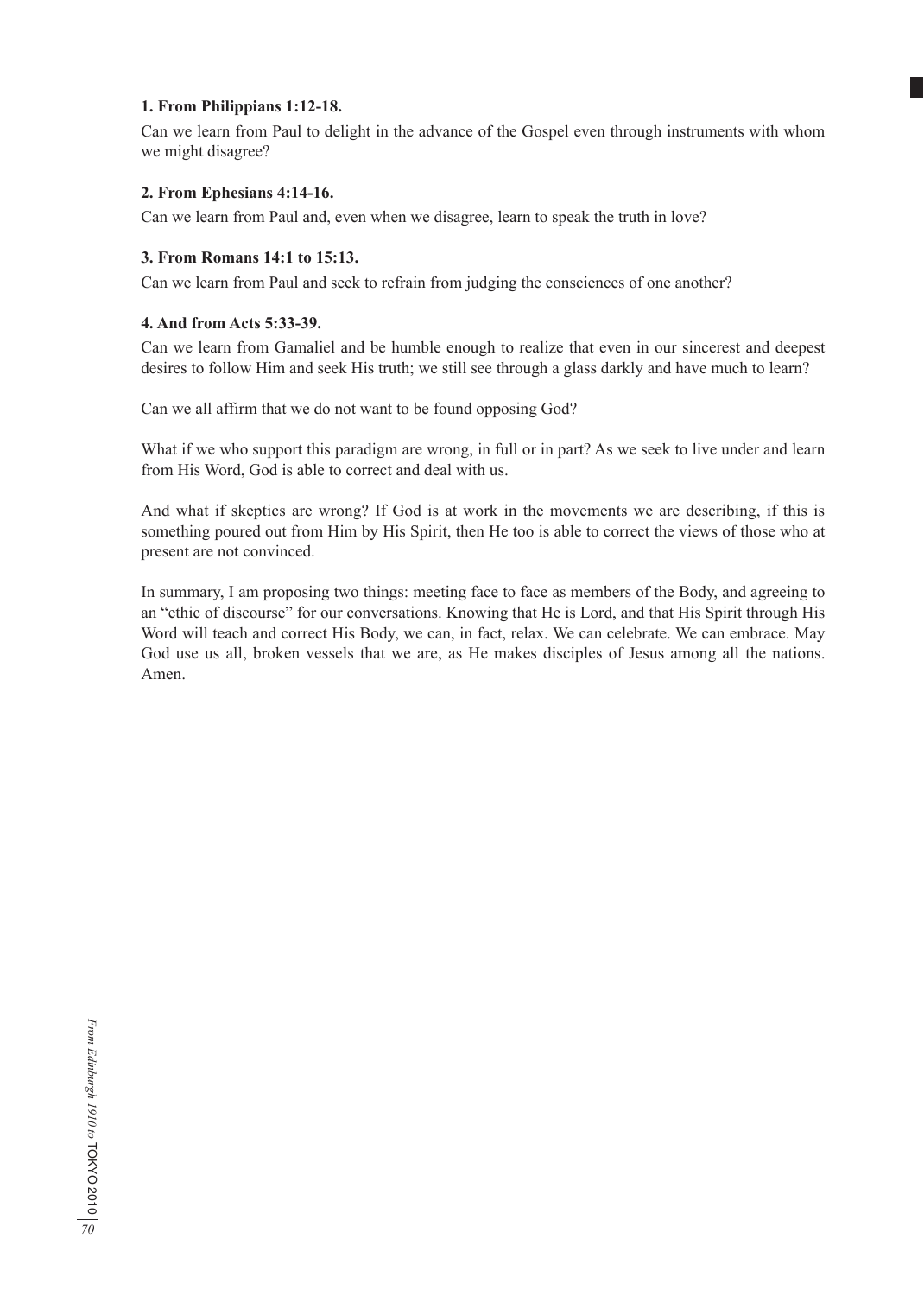**1. From Philippians 1:12-18.**

Can we learn from Paul to delight in the advance of the Gospel even through instruments with whom we might disagree?

**2. From Ephesians 4:14-16.**

Can we learn from Paul and, even when we disagree, learn to speak the truth in love?

**3. From Romans 14:1 to 15:13.**

Can we learn from Paul and seek to refrain from judging the consciences of one another?

**4. And from Acts 5:33-39.**

Can we learn from Gamaliel and be humble enough to realize that even in our sincerest and deepest desires to follow Him and seek His truth; we still see through a glass darkly and have much to learn?

Can we all affirm that we do not want to be found opposing God?

What if we who support this paradigm are wrong, in full or in part? As we seek to live under and learn from His Word, God is able to correct and deal with us.

And what if skeptics are wrong? If God is at work in the movements we are describing, if this is something poured out from Him by His Spirit, then He too is able to correct the views of those who at present are not convinced.

In summary, I am proposing two things: meeting face to face as members of the Body, and agreeing to an "ethic of discourse" for our conversations. Knowing that He is Lord, and that His Spirit through His Word will teach and correct His Body, we can, in fact, relax. We can celebrate. We can embrace. May God use us all, broken vessels that we are, as He makes disciples of Jesus among all the nations. Amen.